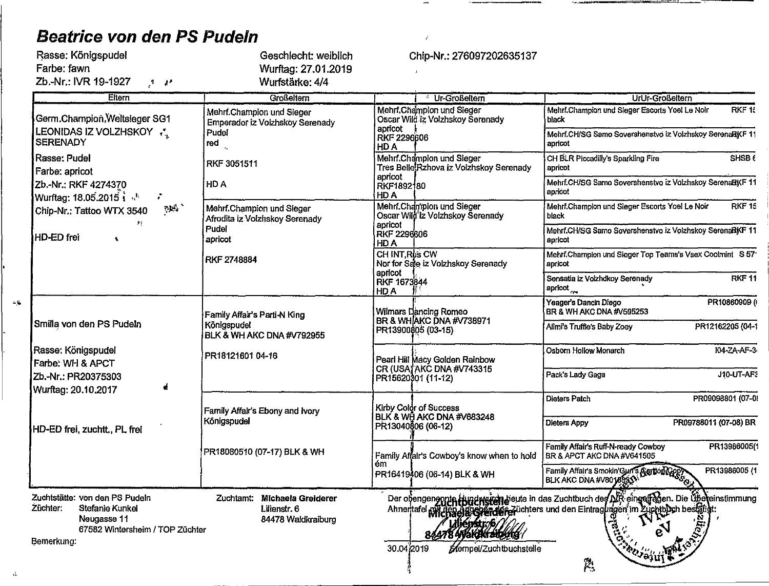# Beatrice von den PS Pudeln

Rasse: Königspudel
Farbe: fawn
Zb.-Nr.: IVR 19-1927

Geschlecht: weiblich
Wurftag: 27.01.2019
Wurfstärke: 4/4

Chip-Nr.: 276097202635137

| Eltern | Großeltern | Ur-Großeltern | UrUr-Großeltern |
|---|---|---|---|
| Germ.Champion,Weltsieger SG1 LEONIDAS IZ VOLZHSKOY SERENADY<br>Rasse: Pudel<br>Farbe: apricot<br>Zb.-Nr.: RKF 4274370<br>Wurftag: 18.05.2015<br>Chip-Nr.: Tattoo WTX 3540<br>HD-ED frei | Mehrf.Champion und Sieger Emperador iz Volzhskoy Serenady<br>Pudel<br>red<br>RKF 3051511<br>HD A | Mehrf.Champion und Sieger Oscar Wild iz Volzhskoy Serenady<br>apricot<br>RKF 2296606<br>HD A | Mehrf.Champion und Sieger Escorts Yoel Le Noir RKF 1<br>black |
| | | | Mehrf.CH/SG Samo Sovershenstvo iz Volzhskoy Serenady RKF 11<br>apricot |
| | | Mehrf.Champion und Sieger Tres Belle Rzhova iz Volzhskoy Serenady<br>apricot<br>RKF1892180<br>HD A | CH BLR Piccadilly's Sparkling Fire SHSB 6<br>apricot |
| | | | Mehrf.CH/SG Samo Sovershenstvo iz Volzhskoy Serenady RKF 11<br>apricot |
| | Mehrf.Champion und Sieger Afrodita iz Volzhskoy Serenady<br>Pudel<br>apricot<br>RKF 2748884 | Mehrf.Champion und Sieger Oscar Wild iz Volzhskoy Serenady<br>apricot<br>RKF 2296606<br>HD A | Mehrf.Champion und Sieger Escorts Yoel Le Noir RKF 15<br>black |
| | | | Mehrf.CH/SG Samo Sovershenstvo iz Volzhskoy Serenady RKF 11<br>apricot |
| | | CH INT,Rus CW Nor for Sale iz Volzhskoy Serenady<br>apricot<br>RKF 1673844<br>HD A | Mehrf.Champion und Sieger Top Teams's Vsex Coolmint S 57<br>apricot |
| | | | Sensatia iz Volzhdkoy Serenady RKF 11<br>apricot |
| Smilla von den PS Pudeln<br>Rasse: Königspudel<br>Farbe: WH & APCT<br>Zb.-Nr.: PR20375303<br>Wurftag: 20.10.2017<br>HD-ED frei, zuchtt., PL frei | Family Affair's Parti-N King<br>Königspudel<br>BLK & WH AKC DNA #V792955<br>PR18121601 04-16 | Wilmars Dancing Romeo<br>BR & WH AKC DNA #V738971<br>PR13900805 (03-15) | Yeager's Dancin Diego PR10860909 (<br>BR & WH AKC DNA #V595253 |
| | | | Alimi's Truffle's Baby Zoey PR12162205 (04-1 |
| | | Pearl Hill Macy Golden Rainbow<br>CR (USA) AKC DNA #V743315<br>PR15620301 (11-12) | Osborn Hollow Monarch I04-ZA-AF-3 |
| | | | Pack's Lady Gaga J10-UT-AF |
| | Family Affair's Ebony and Ivory<br>Königspudel<br>PR18080510 (07-17) BLK & WH | Kirby Color of Success<br>BLK & WH AKC DNA #V683248<br>PR13040806 (06-12) | Dieters Patch PR09098801 (07-0 |
| | | | Dieters Appy PR09788011 (07-08) BR |
| | | Family Affair's Cowboy's know when to hold em<br>PR16419406 (06-14) BLK & WH | Family Affair's Ruff-N-ready Cowboy PR13986005(1<br>BR & APCT AKC DNA #V641505 |
| | | | Family Affair's Smokin'Gun's Carbon Copy PR13986005 (1<br>BLK AKC DNA #V801 |

Zuchtstätte: von den PS Pudeln
Züchter: Stefanie Kunkel
Neugasse 11
67582 Wintersheim / TOP Züchter

Zuchtamt: **Michaela Greiderer**
Lilienstr. 6
84478 Waldkraiburg

Der obengenannte Hund wurde heute in das Zuchtbuch des IVR eingetragen. Die Übereinstimmung Ahnentafel mit den Angaben des Züchters und den Eintragungen im Zuchtbuch bestätigt:

Zuchtbuchstelle Michaela Greiderer Lilienstr. 6 84478 Waldkraiburg

30.04.2019 Stempel/Zuchtbuchstelle

Bemerkung: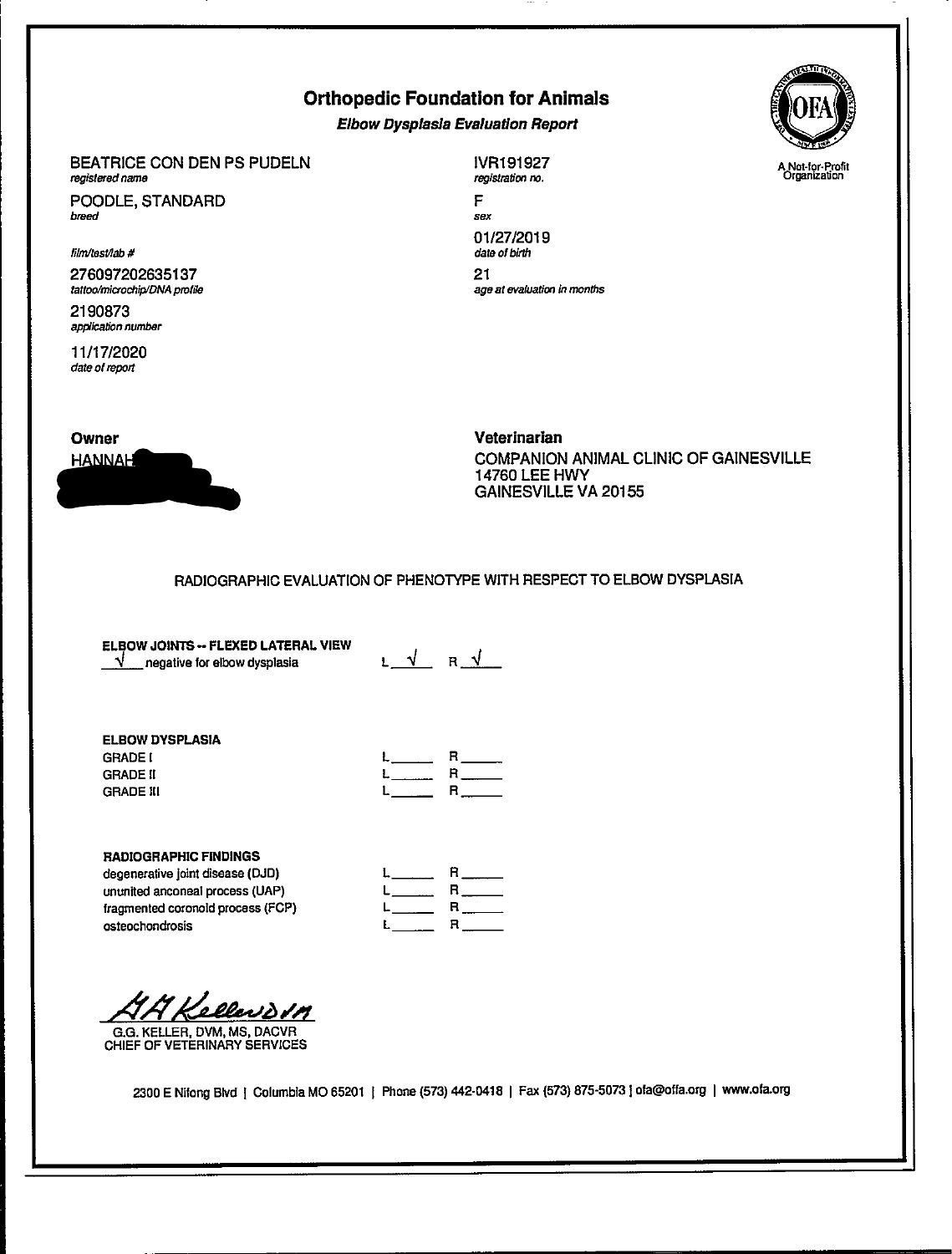# Orthopedic Foundation for Animals

***Elbow Dysplasia Evaluation Report***

A Not-for-Profit Organization

BEATRICE CON DEN PS PUDELN
*registered name*

IVR191927
*registration no.*

POODLE, STANDARD
*breed*

F
*sex*

01/27/2019
*date of birth*

*film/test/lab #*

276097202635137
*tattoo/microchip/DNA profile*

21
*age at evaluation in months*

2190873
*application number*

11/17/2020
*date of report*

**Owner**

HANNAH

**Veterinarian**

COMPANION ANIMAL CLINIC OF GAINESVILLE
14760 LEE HWY
GAINESVILLE VA 20155

RADIOGRAPHIC EVALUATION OF PHENOTYPE WITH RESPECT TO ELBOW DYSPLASIA

**ELBOW JOINTS -- FLEXED LATERAL VIEW**

| | L | R |
|---|---|---|
| √ negative for elbow dysplasia | √ | √ |

**ELBOW DYSPLASIA**

| | L | R |
|---|---|---|
| GRADE I | | |
| GRADE II | | |
| GRADE III | | |

**RADIOGRAPHIC FINDINGS**

| | L | R |
|---|---|---|
| degenerative joint disease (DJD) | | |
| ununited anconeal process (UAP) | | |
| fragmented coronoid process (FCP) | | |
| osteochondrosis | | |

G.G. KELLER, DVM, MS, DACVR
CHIEF OF VETERINARY SERVICES

2300 E Nifong Blvd | Columbia MO 65201 | Phone (573) 442-0418 | Fax (573) 875-5073 | ofa@offa.org | www.ofa.org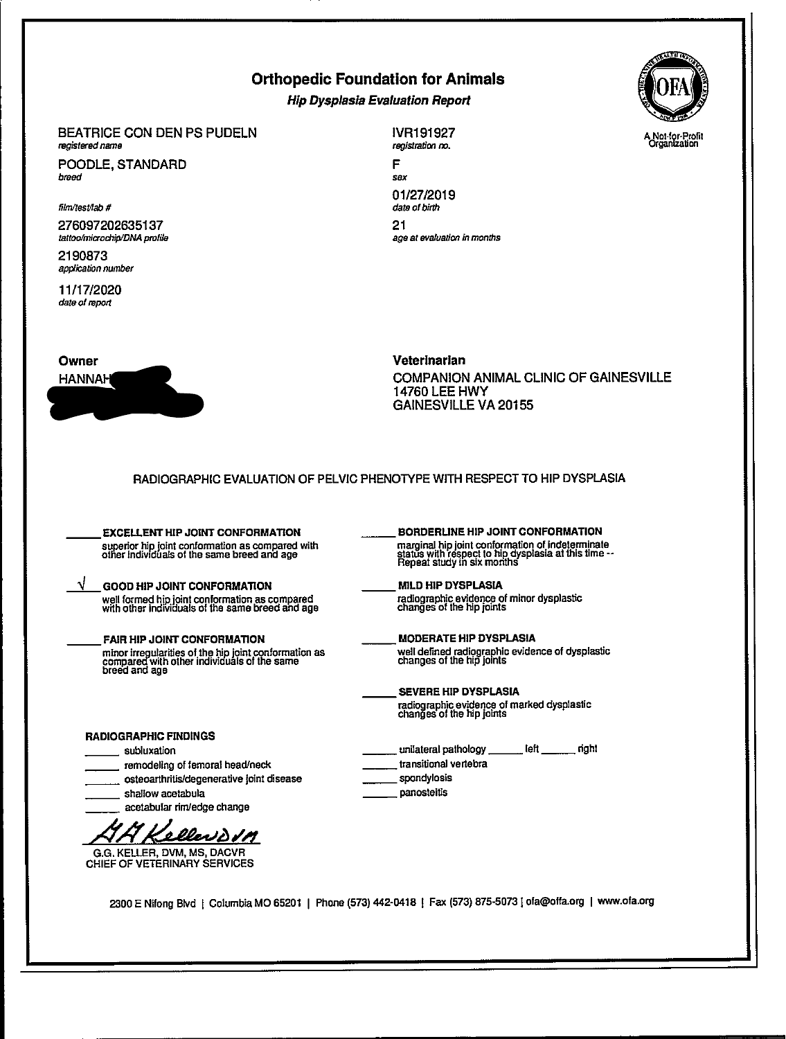# Orthopedic Foundation for Animals

## *Hip Dysplasia Evaluation Report*

A Not-for-Profit Organization

BEATRICE CON DEN PS PUDELN
*registered name*

IVR191927
*registration no.*

POODLE, STANDARD
*breed*

F
*sex*

01/27/2019
*date of birth*

*film/test/lab #*

276097202635137
*tattoo/microchip/DNA profile*

21
*age at evaluation in months*

2190873
*application number*

11/17/2020
*date of report*

**Owner**
HANNAH

**Veterinarian**
COMPANION ANIMAL CLINIC OF GAINESVILLE
14760 LEE HWY
GAINESVILLE VA 20155

RADIOGRAPHIC EVALUATION OF PELVIC PHENOTYPE WITH RESPECT TO HIP DYSPLASIA

\_\_\_\_\_ **EXCELLENT HIP JOINT CONFORMATION**
superior hip joint conformation as compared with other individuals of the same breed and age

√ **GOOD HIP JOINT CONFORMATION**
well formed hip joint conformation as compared with other individuals of the same breed and age

\_\_\_\_\_ **FAIR HIP JOINT CONFORMATION**
minor irregularities of the hip joint conformation as compared with other individuals of the same breed and age

\_\_\_\_\_ **BORDERLINE HIP JOINT CONFORMATION**
marginal hip joint conformation of indeterminate status with respect to hip dysplasia at this time -- Repeat study in six months

\_\_\_\_\_ **MILD HIP DYSPLASIA**
radiographic evidence of minor dysplastic changes of the hip joints

\_\_\_\_\_ **MODERATE HIP DYSPLASIA**
well defined radiographic evidence of dysplastic changes of the hip joints

\_\_\_\_\_ **SEVERE HIP DYSPLASIA**
radiographic evidence of marked dysplastic changes of the hip joints

**RADIOGRAPHIC FINDINGS**

- \_\_\_\_\_ subluxation
- \_\_\_\_\_ remodeling of femoral head/neck
- \_\_\_\_\_ osteoarthritis/degenerative joint disease
- \_\_\_\_\_ shallow acetabula
- \_\_\_\_\_ acetabular rim/edge change
- \_\_\_\_\_ unilateral pathology \_\_\_\_\_ left \_\_\_\_\_ right
- \_\_\_\_\_ transitional vertebra
- \_\_\_\_\_ spondylosis
- \_\_\_\_\_ panosteitis

G.G. KELLER, DVM, MS, DACVR
CHIEF OF VETERINARY SERVICES

2300 E Nifong Blvd | Columbia MO 65201 | Phone (573) 442-0418 | Fax (573) 875-5073 | ofa@offa.org | www.ofa.org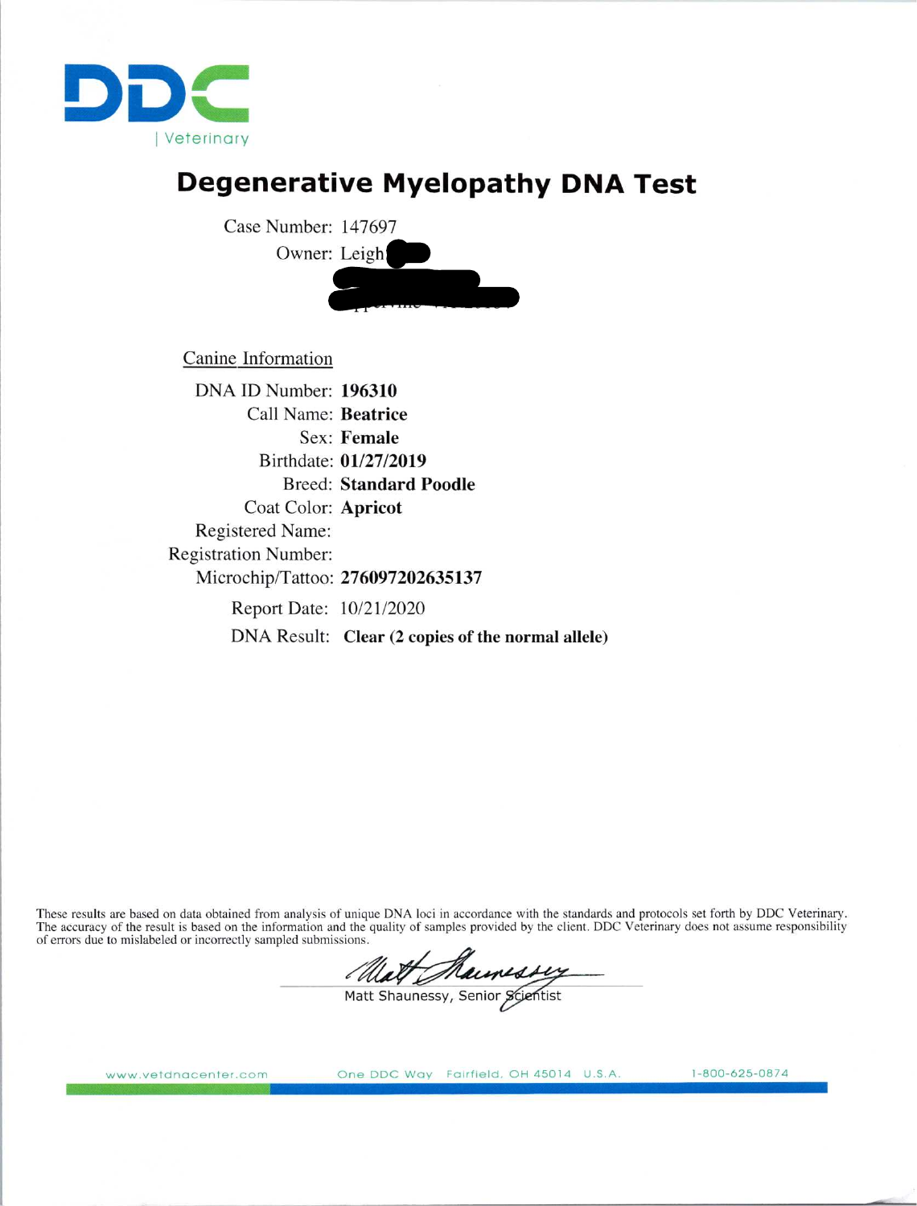DDC | Veterinary

# Degenerative Myelopathy DNA Test

Case Number: 147697

Owner: Leigh

## Canine Information

DNA ID Number: **196310**

Call Name: **Beatrice**

Sex: **Female**

Birthdate: **01/27/2019**

Breed: **Standard Poodle**

Coat Color: **Apricot**

Registered Name:

Registration Number:

Microchip/Tattoo: **276097202635137**

Report Date: 10/21/2020

DNA Result: **Clear (2 copies of the normal allele)**

These results are based on data obtained from analysis of unique DNA loci in accordance with the standards and protocols set forth by DDC Veterinary. The accuracy of the result is based on the information and the quality of samples provided by the client. DDC Veterinary does not assume responsibility of errors due to mislabeled or incorrectly sampled submissions.

Matt Shaunessy, Senior Scientist

www.vetdnacenter.com One DDC Way Fairfield, OH 45014 U.S.A. 1-800-625-0874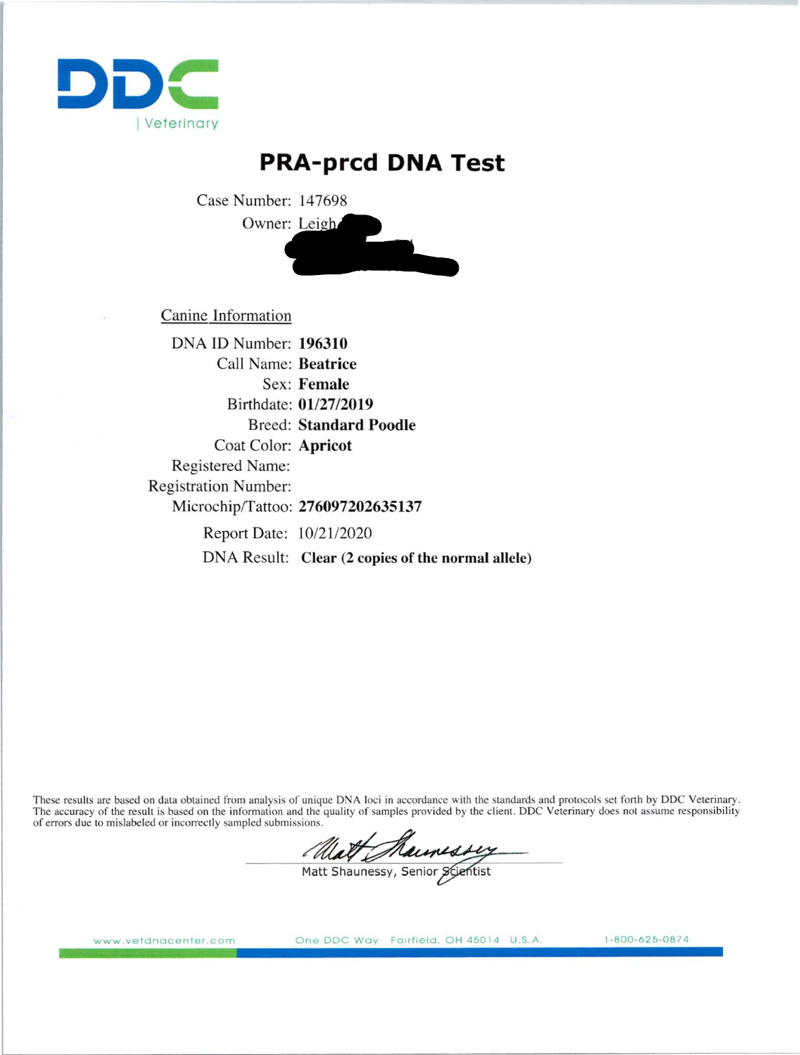DDC | Veterinary

# PRA-prcd DNA Test

Case Number: 147698

Owner: Leigh

## Canine Information

DNA ID Number: **196310**

Call Name: **Beatrice**

Sex: **Female**

Birthdate: **01/27/2019**

Breed: **Standard Poodle**

Coat Color: **Apricot**

Registered Name:

Registration Number:

Microchip/Tattoo: **276097202635137**

Report Date: 10/21/2020

DNA Result: **Clear (2 copies of the normal allele)**

These results are based on data obtained from analysis of unique DNA loci in accordance with the standards and protocols set forth by DDC Veterinary. The accuracy of the result is based on the information and the quality of samples provided by the client. DDC Veterinary does not assume responsibility of errors due to mislabeled or incorrectly sampled submissions.

Matt Shaunessy, Senior Scientist

www.vetdnacenter.com One DDC Way Fairfield, OH 45014 U.S.A. 1-800-625-0874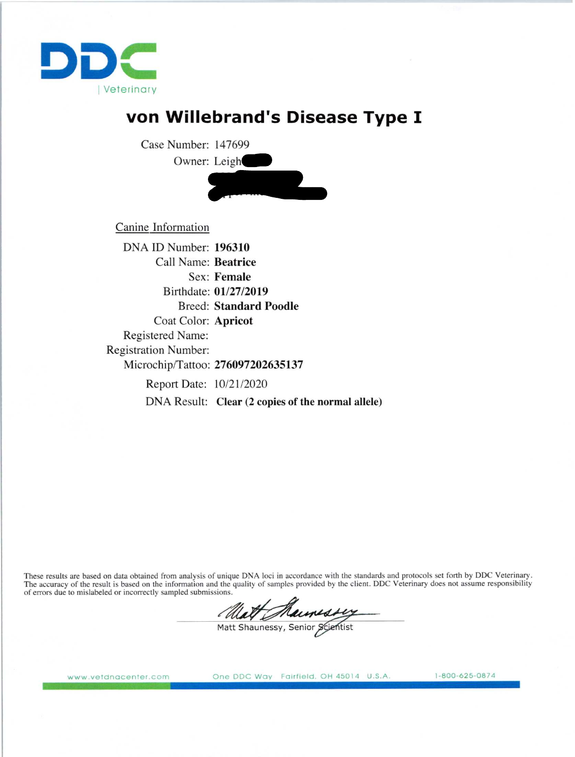DDC | Veterinary

# von Willebrand's Disease Type I

Case Number: 147699

Owner: Leigh

## Canine Information

DNA ID Number: **196310**

Call Name: **Beatrice**

Sex: **Female**

Birthdate: **01/27/2019**

Breed: **Standard Poodle**

Coat Color: **Apricot**

Registered Name:

Registration Number:

Microchip/Tattoo: **276097202635137**

Report Date: 10/21/2020

DNA Result: **Clear (2 copies of the normal allele)**

These results are based on data obtained from analysis of unique DNA loci in accordance with the standards and protocols set forth by DDC Veterinary. The accuracy of the result is based on the information and the quality of samples provided by the client. DDC Veterinary does not assume responsibility of errors due to mislabeled or incorrectly sampled submissions.

Matt Shaunessy, Senior Scientist

www.vetdnacenter.com One DDC Way Fairfield, OH 45014 U.S.A. 1-800-625-0874